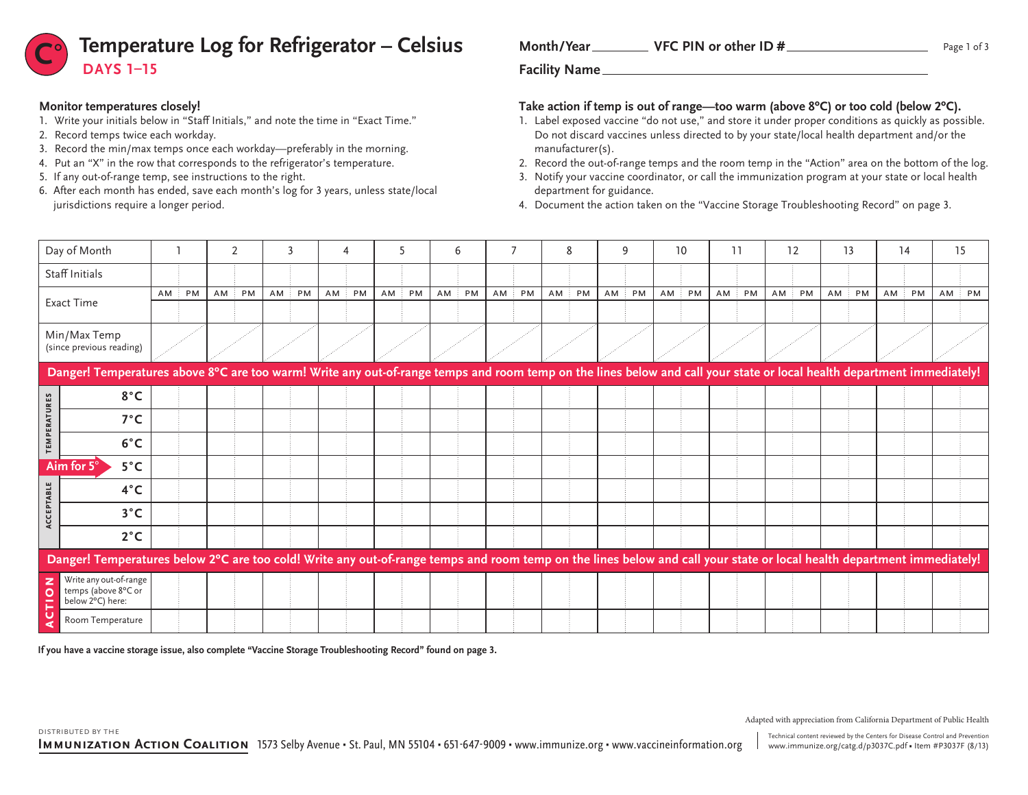# Temperature Log for Refrigerator – Celsius

## DAYS 1–15

**Month/Year** ________ **VFC PIN or other ID #** ____________________

**Facility Name** ________________________________________

**Monitor temperatures closely!**

1. Write your initials below in "Staff Initials," and note the time in "Exact Time."
2. Record temps twice each workday.
3. Record the min/max temps once each workday—preferably in the morning.
4. Put an "X" in the row that corresponds to the refrigerator's temperature.
5. If any out-of-range temp, see instructions to the right.
6. After each month has ended, save each month's log for 3 years, unless state/local jurisdictions require a longer period.

**Take action if temp is out of range—too warm (above 8°C) or too cold (below 2°C).**

1. Label exposed vaccine "do not use," and store it under proper conditions as quickly as possible. Do not discard vaccines unless directed to by your state/local health department and/or the manufacturer(s).
2. Record the out-of-range temps and the room temp in the "Action" area on the bottom of the log.
3. Notify your vaccine coordinator, or call the immunization program at your state or local health department for guidance.
4. Document the action taken on the "Vaccine Storage Troubleshooting Record" on page 3.

| Day of Month | 1 | | 2 | | 3 | | 4 | | 5 | | 6 | | 7 | | 8 | | 9 | | 10 | | 11 | | 12 | | 13 | | 14 | | 15 | |
|---|---|---|---|---|---|---|---|---|---|---|---|---|---|---|---|---|---|---|---|---|---|---|---|---|---|---|---|---|---|---|
| Staff Initials | | | | | | | | | | | | | | | | | | | | | | | | | | | | | | |
| Exact Time | AM | PM | AM | PM | AM | PM | AM | PM | AM | PM | AM | PM | AM | PM | AM | PM | AM | PM | AM | PM | AM | PM | AM | PM | AM | PM | AM | PM | AM | PM |
| Min/Max Temp (since previous reading) | | | | | | | | | | | | | | | | | | | | | | | | | | | | | | |
| **Danger! Temperatures above 8°C are too warm! Write any out-of-range temps and room temp on the lines below and call your state or local health department immediately!** | | | | | | | | | | | | | | | | | | | | | | | | | | | | | | |
| ACCEPTABLE TEMPERATURES 8°C | | | | | | | | | | | | | | | | | | | | | | | | | | | | | | |
| 7°C | | | | | | | | | | | | | | | | | | | | | | | | | | | | | | |
| 6°C | | | | | | | | | | | | | | | | | | | | | | | | | | | | | | |
| Aim for 5° → 5°C | | | | | | | | | | | | | | | | | | | | | | | | | | | | | | |
| 4°C | | | | | | | | | | | | | | | | | | | | | | | | | | | | | | |
| 3°C | | | | | | | | | | | | | | | | | | | | | | | | | | | | | | |
| 2°C | | | | | | | | | | | | | | | | | | | | | | | | | | | | | | |
| **Danger! Temperatures below 2°C are too cold! Write any out-of-range temps and room temp on the lines below and call your state or local health department immediately!** | | | | | | | | | | | | | | | | | | | | | | | | | | | | | | |
| ACTION: Write any out-of-range temps (above 8°C or below 2°C) here: | | | | | | | | | | | | | | | | | | | | | | | | | | | | | | |
| Room Temperature | | | | | | | | | | | | | | | | | | | | | | | | | | | | | | |

**If you have a vaccine storage issue, also complete "Vaccine Storage Troubleshooting Record" found on page 3.**

Adapted with appreciation from California Department of Public Health

DISTRIBUTED BY THE **IMMUNIZATION ACTION COALITION** 1573 Selby Avenue • St. Paul, MN 55104 • 651-647-9009 • www.immunize.org • www.vaccineinformation.org

Technical content reviewed by the Centers for Disease Control and Prevention
www.immunize.org/catg.d/p3037C.pdf • Item #P3037F (8/13)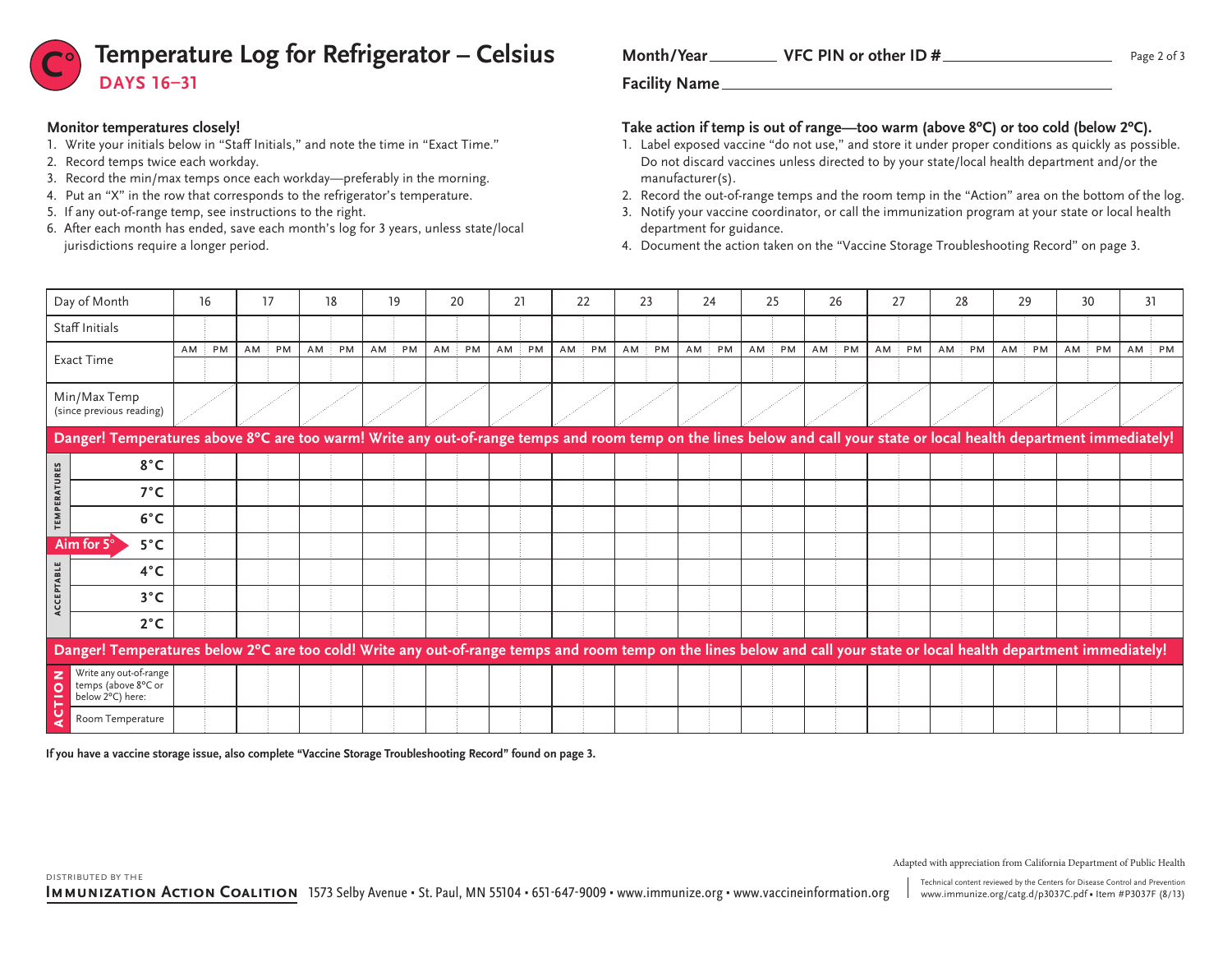# Temperature Log for Refrigerator – Celsius

**DAYS 16–31**

**Month/Year** ________ **VFC PIN or other ID #** ____________________

**Facility Name** ____________________________________________

**Monitor temperatures closely!**

1. Write your initials below in "Staff Initials," and note the time in "Exact Time."
2. Record temps twice each workday.
3. Record the min/max temps once each workday—preferably in the morning.
4. Put an "X" in the row that corresponds to the refrigerator's temperature.
5. If any out-of-range temp, see instructions to the right.
6. After each month has ended, save each month's log for 3 years, unless state/local jurisdictions require a longer period.

**Take action if temp is out of range—too warm (above 8°C) or too cold (below 2°C).**

1. Label exposed vaccine "do not use," and store it under proper conditions as quickly as possible. Do not discard vaccines unless directed to by your state/local health department and/or the manufacturer(s).
2. Record the out-of-range temps and the room temp in the "Action" area on the bottom of the log.
3. Notify your vaccine coordinator, or call the immunization program at your state or local health department for guidance.
4. Document the action taken on the "Vaccine Storage Troubleshooting Record" on page 3.

| Day of Month | 16 | | 17 | | 18 | | 19 | | 20 | | 21 | | 22 | | 23 | | 24 | | 25 | | 26 | | 27 | | 28 | | 29 | | 30 | | 31 | |
|---|---|---|---|---|---|---|---|---|---|---|---|---|---|---|---|---|---|---|---|---|---|---|---|---|---|---|---|---|---|---|---|---|
| Staff Initials | | | | | | | | | | | | | | | | | | | | | | | | | | | | | | | | |
| Exact Time | AM | PM | AM | PM | AM | PM | AM | PM | AM | PM | AM | PM | AM | PM | AM | PM | AM | PM | AM | PM | AM | PM | AM | PM | AM | PM | AM | PM | AM | PM | AM | PM |
| Min/Max Temp (since previous reading) | | | | | | | | | | | | | | | | | | | | | | | | | | | | | | | | |
| **Danger! Temperatures above 8°C are too warm! Write any out-of-range temps and room temp on the lines below and call your state or local health department immediately!** | | | | | | | | | | | | | | | | | | | | | | | | | | | | | | | | |
| ACCEPTABLE TEMPERATURES 8°C | | | | | | | | | | | | | | | | | | | | | | | | | | | | | | | | |
| 7°C | | | | | | | | | | | | | | | | | | | | | | | | | | | | | | | | |
| 6°C | | | | | | | | | | | | | | | | | | | | | | | | | | | | | | | | |
| Aim for 5° → 5°C | | | | | | | | | | | | | | | | | | | | | | | | | | | | | | | | |
| 4°C | | | | | | | | | | | | | | | | | | | | | | | | | | | | | | | | |
| 3°C | | | | | | | | | | | | | | | | | | | | | | | | | | | | | | | | |
| 2°C | | | | | | | | | | | | | | | | | | | | | | | | | | | | | | | | |
| **Danger! Temperatures below 2°C are too cold! Write any out-of-range temps and room temp on the lines below and call your state or local health department immediately!** | | | | | | | | | | | | | | | | | | | | | | | | | | | | | | | | |
| ACTION: Write any out-of-range temps (above 8°C or below 2°C) here: | | | | | | | | | | | | | | | | | | | | | | | | | | | | | | | | |
| Room Temperature | | | | | | | | | | | | | | | | | | | | | | | | | | | | | | | | |

**If you have a vaccine storage issue, also complete "Vaccine Storage Troubleshooting Record" found on page 3.**

Adapted with appreciation from California Department of Public Health

DISTRIBUTED BY THE **IMMUNIZATION ACTION COALITION** 1573 Selby Avenue • St. Paul, MN 55104 • 651-647-9009 • www.immunize.org • www.vaccineinformation.org

Technical content reviewed by the Centers for Disease Control and Prevention
www.immunize.org/catg.d/p3037C.pdf • Item #P3037F (8/13)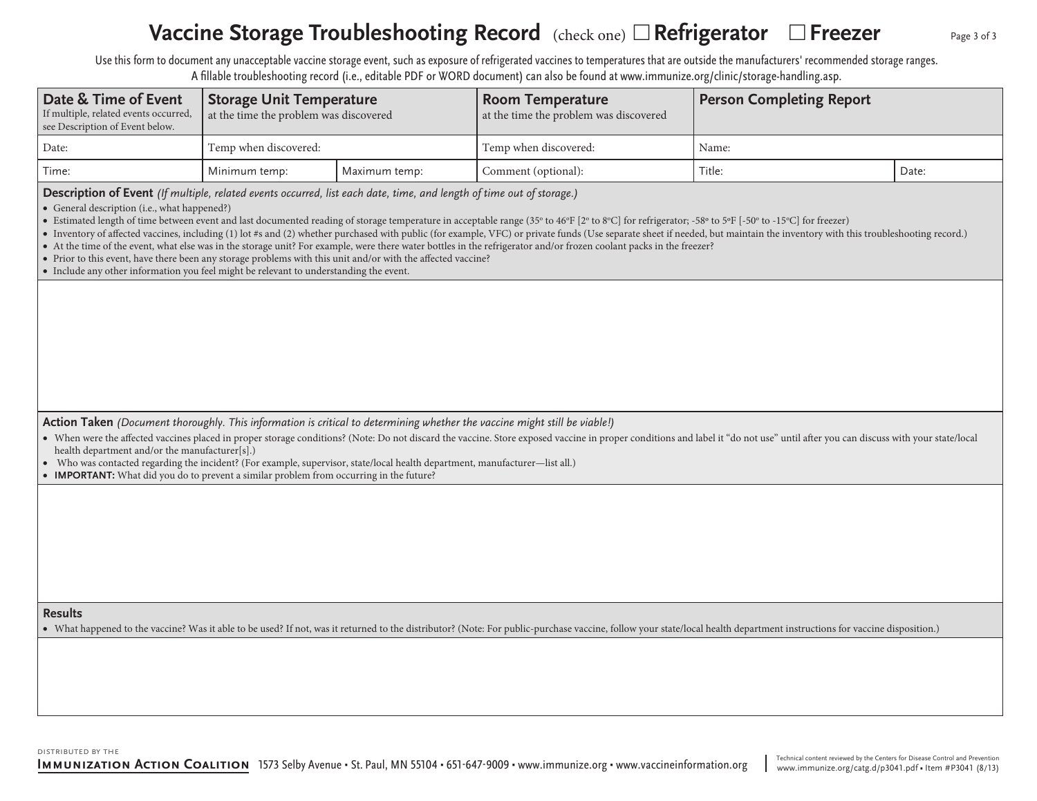# Vaccine Storage Troubleshooting Record (check one) ☐ Refrigerator ☐ Freezer

Use this form to document any unacceptable vaccine storage event, such as exposure of refrigerated vaccines to temperatures that are outside the manufacturers' recommended storage ranges. A fillable troubleshooting record (i.e., editable PDF or WORD document) can also be found at www.immunize.org/clinic/storage-handling.asp.

| **Date & Time of Event** If multiple, related events occurred, see Description of Event below. | **Storage Unit Temperature** at the time the problem was discovered | | **Room Temperature** at the time the problem was discovered | **Person Completing Report** | |
|---|---|---|---|---|---|
| Date: | Temp when discovered: | | Temp when discovered: | Name: | |
| Time: | Minimum temp: | Maximum temp: | Comment (optional): | Title: | Date: |

**Description of Event** *(If multiple, related events occurred, list each date, time, and length of time out of storage.)*

- General description (i.e., what happened?)
- Estimated length of time between event and last documented reading of storage temperature in acceptable range (35° to 46°F [2° to 8°C] for refrigerator; -58° to 5°F [-50° to -15°C] for freezer)
- Inventory of affected vaccines, including (1) lot #s and (2) whether purchased with public (for example, VFC) or private funds (Use separate sheet if needed, but maintain the inventory with this troubleshooting record.)
- At the time of the event, what else was in the storage unit? For example, were there water bottles in the refrigerator and/or frozen coolant packs in the freezer?
- Prior to this event, have there been any storage problems with this unit and/or with the affected vaccine?
- Include any other information you feel might be relevant to understanding the event.

**Action Taken** *(Document thoroughly. This information is critical to determining whether the vaccine might still be viable!)*

- When were the affected vaccines placed in proper storage conditions? (Note: Do not discard the vaccine. Store exposed vaccine in proper conditions and label it "do not use" until after you can discuss with your state/local health department and/or the manufacturer[s].)
- Who was contacted regarding the incident? (For example, supervisor, state/local health department, manufacturer—list all.)
- **IMPORTANT:** What did you do to prevent a similar problem from occurring in the future?

**Results**

- What happened to the vaccine? Was it able to be used? If not, was it returned to the distributor? (Note: For public-purchase vaccine, follow your state/local health department instructions for vaccine disposition.)

DISTRIBUTED BY THE **IMMUNIZATION ACTION COALITION** 1573 Selby Avenue • St. Paul, MN 55104 • 651-647-9009 • www.immunize.org • www.vaccineinformation.org

Technical content reviewed by the Centers for Disease Control and Prevention
www.immunize.org/catg.d/p3041.pdf • Item #P3041 (8/13)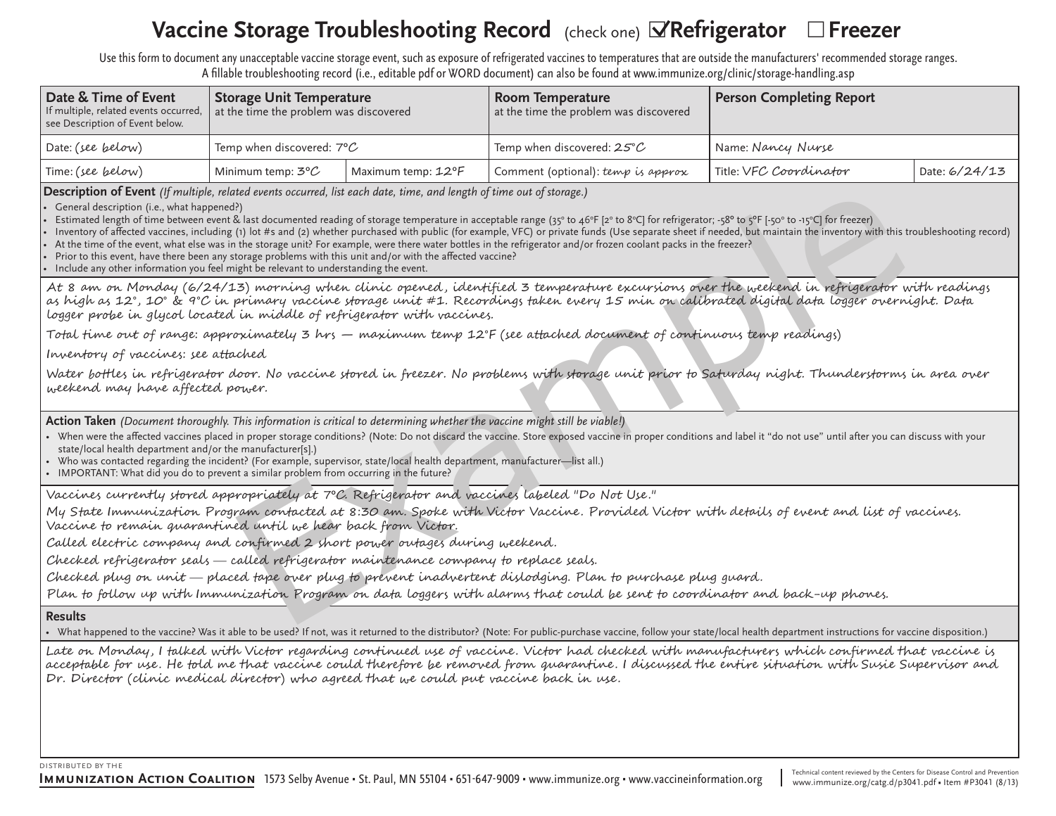# Vaccine Storage Troubleshooting Record (check one) ☑ Refrigerator ☐ Freezer

Use this form to document any unacceptable vaccine storage event, such as exposure of refrigerated vaccines to temperatures that are outside the manufacturers' recommended storage ranges. A fillable troubleshooting record (i.e., editable pdf or WORD document) can also be found at www.immunize.org/clinic/storage-handling.asp

| **Date & Time of Event** If multiple, related events occurred, see Description of Event below. | **Storage Unit Temperature** at the time the problem was discovered | | **Room Temperature** at the time the problem was discovered | **Person Completing Report** | |
|---|---|---|---|---|---|
| Date: *(see below)* | Temp when discovered: *7°C* | | Temp when discovered: *25°C* | Name: *Nancy Nurse* | |
| Time: *(see below)* | Minimum temp: *3°C* | Maximum temp: *12°F* | Comment (optional): *temp is approx* | Title: *VFC Coordinator* | Date: *6/24/13* |

**Description of Event** *(If multiple, related events occurred, list each date, time, and length of time out of storage.)*

- General description (i.e., what happened?)
- Estimated length of time between event & last documented reading of storage temperature in acceptable range (35° to 46°F [2° to 8°C] for refrigerator; -58° to 5°F [-50° to -15°C] for freezer)
- Inventory of affected vaccines, including (1) lot #s and (2) whether purchased with public (for example, VFC) or private funds (Use separate sheet if needed, but maintain the inventory with this troubleshooting record)
- At the time of the event, what else was in the storage unit? For example, were there water bottles in the refrigerator and/or frozen coolant packs in the freezer?
- Prior to this event, have there been any storage problems with this unit and/or with the affected vaccine?
- Include any other information you feel might be relevant to understanding the event.

*At 8 am on Monday (6/24/13) morning when clinic opened, identified 3 temperature excursions over the weekend in refrigerator with readings as high as 12°, 10° & 9°C in primary vaccine storage unit #1. Recordings taken every 15 min on calibrated digital data logger overnight. Data logger probe in glycol located in middle of refrigerator with vaccines.*

*Total time out of range: approximately 3 hrs — maximum temp 12°F (see attached document of continuous temp readings)*

*Inventory of vaccines: see attached*

*Water bottles in refrigerator door. No vaccine stored in freezer. No problems with storage unit prior to Saturday night. Thunderstorms in area over weekend may have affected power.*

**Action Taken** *(Document thoroughly. This information is critical to determining whether the vaccine might still be viable!)*

- When were the affected vaccines placed in proper storage conditions? (Note: Do not discard the vaccine. Store exposed vaccine in proper conditions and label it "do not use" until after you can discuss with your state/local health department and/or the manufacturer[s].)
- Who was contacted regarding the incident? (For example, supervisor, state/local health department, manufacturer—list all.)
- IMPORTANT: What did you do to prevent a similar problem from occurring in the future?

*Vaccines currently stored appropriately at 7°C. Refrigerator and vaccines labeled "Do Not Use."*

*My State Immunization Program contacted at 8:30 am. Spoke with Victor Vaccine. Provided Victor with details of event and list of vaccines. Vaccine to remain quarantined until we hear back from Victor.*

*Called electric company and confirmed 2 short power outages during weekend.*

*Checked refrigerator seals — called refrigerator maintenance company to replace seals.*

*Checked plug on unit — placed tape over plug to prevent inadvertent dislodging. Plan to purchase plug guard.*

*Plan to follow up with Immunization Program on data loggers with alarms that could be sent to coordinator and back-up phones.*

**Results**

- What happened to the vaccine? Was it able to be used? If not, was it returned to the distributor? (Note: For public-purchase vaccine, follow your state/local health department instructions for vaccine disposition.)

*Late on Monday, I talked with Victor regarding continued use of vaccine. Victor had checked with manufacturers which confirmed that vaccine is acceptable for use. He told me that vaccine could therefore be removed from quarantine. I discussed the entire situation with Susie Supervisor and Dr. Director (clinic medical director) who agreed that we could put vaccine back in use.*

Distributed by the **Immunization Action Coalition** 1573 Selby Avenue • St. Paul, MN 55104 • 651-647-9009 • www.immunize.org • www.vaccineinformation.org

Technical content reviewed by the Centers for Disease Control and Prevention
www.immunize.org/catg.d/p3041.pdf • Item #P3041 (8/13)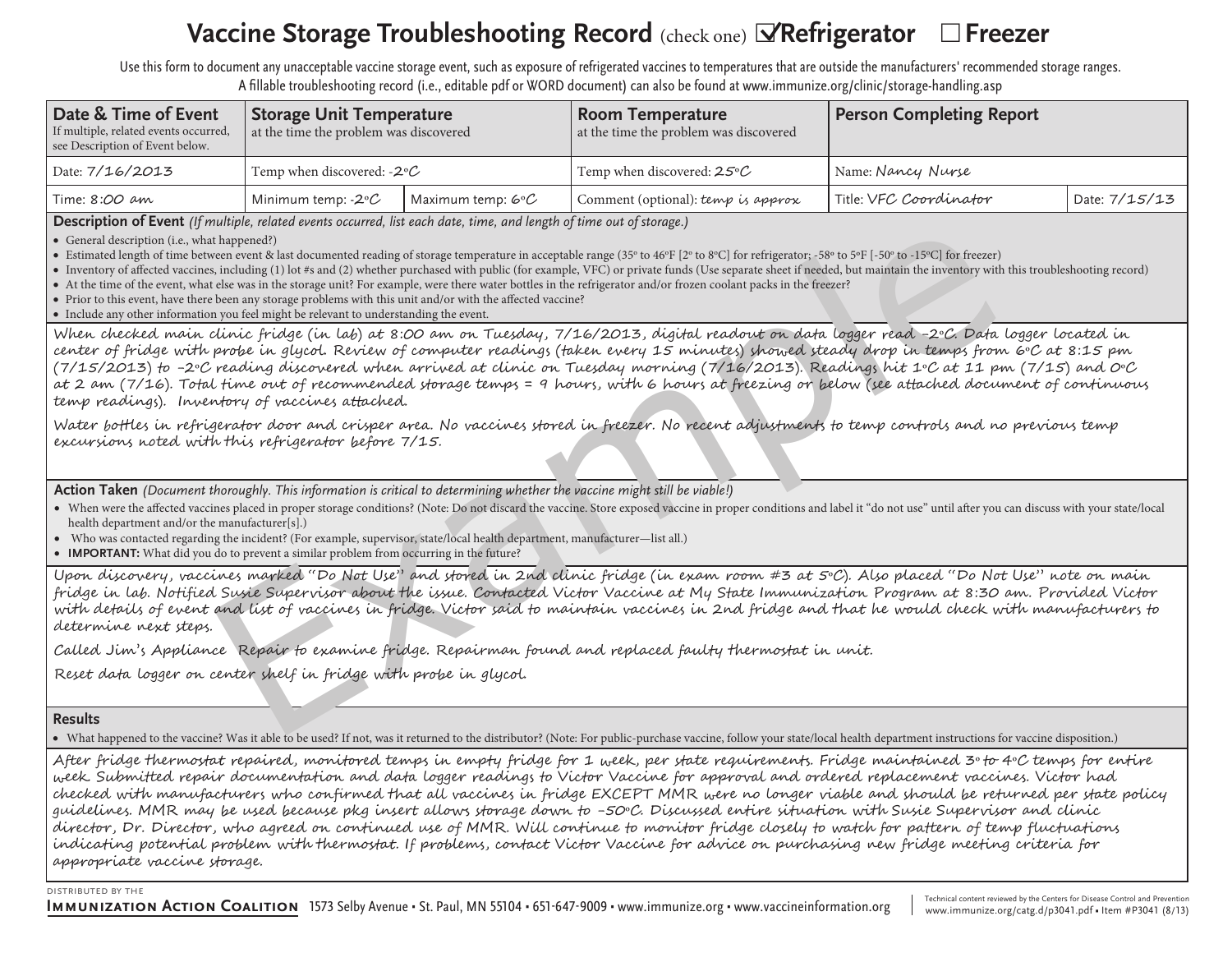# Vaccine Storage Troubleshooting Record (check one) ☑ Refrigerator ☐ Freezer

Use this form to document any unacceptable vaccine storage event, such as exposure of refrigerated vaccines to temperatures that are outside the manufacturers' recommended storage ranges. A fillable troubleshooting record (i.e., editable pdf or WORD document) can also be found at www.immunize.org/clinic/storage-handling.asp

| **Date & Time of Event** If multiple, related events occurred, see Description of Event below. | **Storage Unit Temperature** at the time the problem was discovered | | **Room Temperature** at the time the problem was discovered | **Person Completing Report** | |
|---|---|---|---|---|---|
| Date: 7/16/2013 | Temp when discovered: -2°C | | Temp when discovered: 25°C | Name: Nancy Nurse | |
| Time: 8:00 am | Minimum temp: -2°C | Maximum temp: 6°C | Comment (optional): temp is approx | Title: VFC Coordinator | Date: 7/15/13 |

**Description of Event** *(If multiple, related events occurred, list each date, time, and length of time out of storage.)*

- General description (i.e., what happened?)
- Estimated length of time between event & last documented reading of storage temperature in acceptable range (35° to 46°F [2° to 8°C] for refrigerator; -58° to 5°F [-50° to -15°C] for freezer)
- Inventory of affected vaccines, including (1) lot #s and (2) whether purchased with public (for example, VFC) or private funds (Use separate sheet if needed, but maintain the inventory with this troubleshooting record)
- At the time of the event, what else was in the storage unit? For example, were there water bottles in the refrigerator and/or frozen coolant packs in the freezer?
- Prior to this event, have there been any storage problems with this unit and/or with the affected vaccine?
- Include any other information you feel might be relevant to understanding the event.

When checked main clinic fridge (in lab) at 8:00 am on Tuesday, 7/16/2013, digital readout on data logger read -2°C. Data logger located in center of fridge with probe in glycol. Review of computer readings (taken every 15 minutes) showed steady drop in temps from 6°C at 8:15 pm (7/15/2013) to -2°C reading discovered when arrived at clinic on Tuesday morning (7/16/2013). Readings hit 1°C at 11 pm (7/15) and 0°C at 2 am (7/16). Total time out of recommended storage temps = 9 hours, with 6 hours at freezing or below (see attached document of continuous temp readings). Inventory of vaccines attached.

Water bottles in refrigerator door and crisper area. No vaccines stored in freezer. No recent adjustments to temp controls and no previous temp excursions noted with this refrigerator before 7/15.

**Action Taken** *(Document thoroughly. This information is critical to determining whether the vaccine might still be viable!)*

- When were the affected vaccines placed in proper storage conditions? (Note: Do not discard the vaccine. Store exposed vaccine in proper conditions and label it "do not use" until after you can discuss with your state/local health department and/or the manufacturer[s].)
- Who was contacted regarding the incident? (For example, supervisor, state/local health department, manufacturer—list all.)
- **IMPORTANT:** What did you do to prevent a similar problem from occurring in the future?

Upon discovery, vaccines marked "Do Not Use" and stored in 2nd clinic fridge (in exam room #3 at 5°C). Also placed "Do Not Use" note on main fridge in lab. Notified Susie Supervisor about the issue. Contacted Victor Vaccine at My State Immunization Program at 8:30 am. Provided Victor with details of event and list of vaccines in fridge. Victor said to maintain vaccines in 2nd fridge and that he would check with manufacturers to determine next steps.

Called Jim's Appliance Repair to examine fridge. Repairman found and replaced faulty thermostat in unit.

Reset data logger on center shelf in fridge with probe in glycol.

**Results**

- What happened to the vaccine? Was it able to be used? If not, was it returned to the distributor? (Note: For public-purchase vaccine, follow your state/local health department instructions for vaccine disposition.)

After fridge thermostat repaired, monitored temps in empty fridge for 1 week, per state requirements. Fridge maintained 3° to 4°C temps for entire week. Submitted repair documentation and data logger readings to Victor Vaccine for approval and ordered replacement vaccines. Victor had checked with manufacturers who confirmed that all vaccines in fridge EXCEPT MMR were no longer viable and should be returned per state policy guidelines. MMR may be used because pkg insert allows storage down to -50°C. Discussed entire situation with Susie Supervisor and clinic director, Dr. Director, who agreed on continued use of MMR. Will continue to monitor fridge closely to watch for pattern of temp fluctuations indicating potential problem with thermostat. If problems, contact Victor Vaccine for advice on purchasing new fridge meeting criteria for appropriate vaccine storage.

Example

DISTRIBUTED BY THE **IMMUNIZATION ACTION COALITION** 1573 Selby Avenue • St. Paul, MN 55104 • 651-647-9009 • www.immunize.org • www.vaccineinformation.org

Technical content reviewed by the Centers for Disease Control and Prevention
www.immunize.org/catg.d/p3041.pdf • Item #P3041 (8/13)